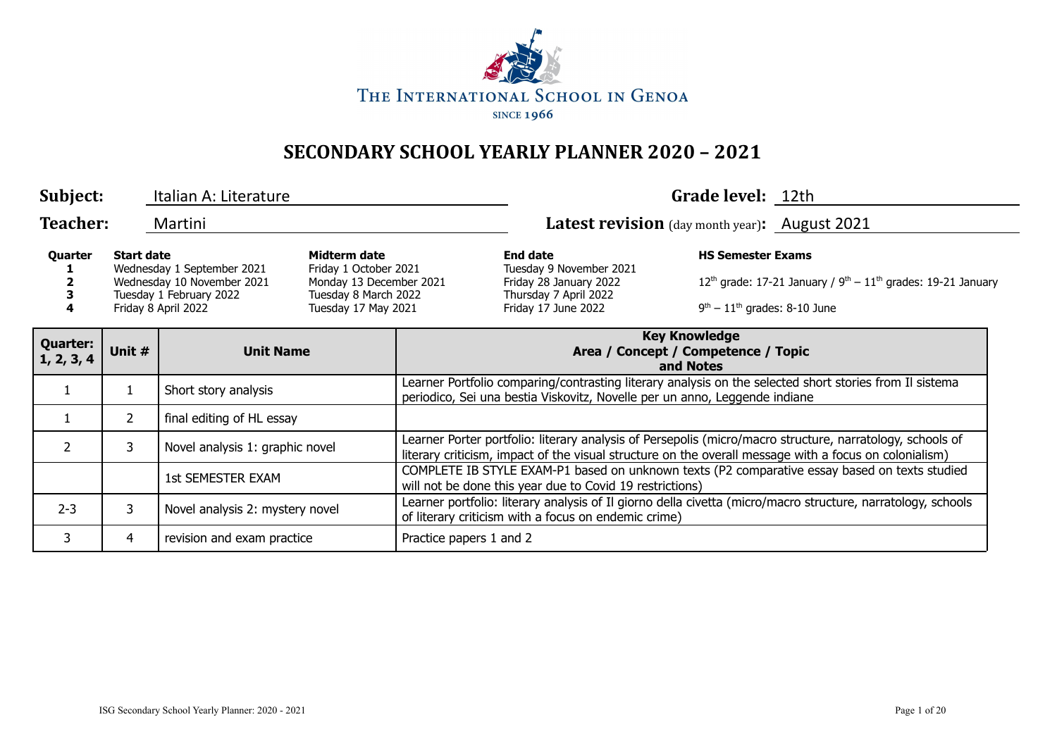THE INTERNATIONAL SCHOOL IN GENOA
SINCE 1966

# SECONDARY SCHOOL YEARLY PLANNER 2020 – 2021

**Subject:** Italian A: Literature

**Grade level:** 12th

**Teacher:** Martini

**Latest revision** (day month year)**:** August 2021

| Quarter | Start date | Midterm date | End date | HS Semester Exams |
|---|---|---|---|---|
| 1 | Wednesday 1 September 2021 | Friday 1 October 2021 | Tuesday 9 November 2021 | |
| 2 | Wednesday 10 November 2021 | Monday 13 December 2021 | Friday 28 January 2022 | 12th grade: 17-21 January / 9th – 11th grades: 19-21 January |
| 3 | Tuesday 1 February 2022 | Tuesday 8 March 2022 | Thursday 7 April 2022 | |
| 4 | Friday 8 April 2022 | Tuesday 17 May 2021 | Friday 17 June 2022 | 9th – 11th grades: 8-10 June |

| Quarter: 1, 2, 3, 4 | Unit # | Unit Name | Key Knowledge Area / Concept / Competence / Topic and Notes |
|---|---|---|---|
| 1 | 1 | Short story analysis | Learner Portfolio comparing/contrasting literary analysis on the selected short stories from Il sistema periodico, Sei una bestia Viskovitz, Novelle per un anno, Leggende indiane |
| 1 | 2 | final editing of HL essay | |
| 2 | 3 | Novel analysis 1: graphic novel | Learner Porter portfolio: literary analysis of Persepolis (micro/macro structure, narratology, schools of literary criticism, impact of the visual structure on the overall message with a focus on colonialism) |
| | | 1st SEMESTER EXAM | COMPLETE IB STYLE EXAM-P1 based on unknown texts (P2 comparative essay based on texts studied will not be done this year due to Covid 19 restrictions) |
| 2-3 | 3 | Novel analysis 2: mystery novel | Learner portfolio: literary analysis of Il giorno della civetta (micro/macro structure, narratology, schools of literary criticism with a focus on endemic crime) |
| 3 | 4 | revision and exam practice | Practice papers 1 and 2 |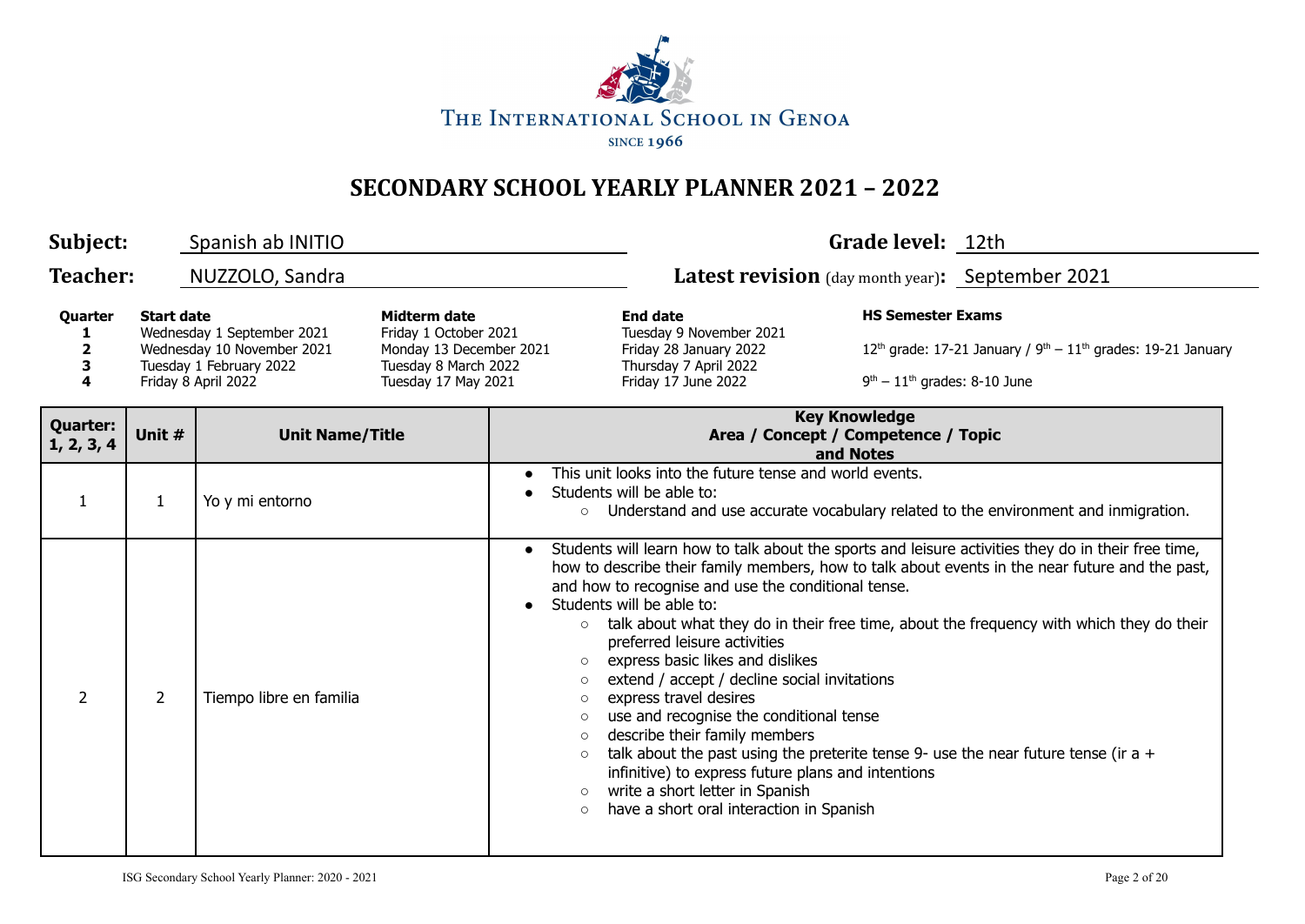THE INTERNATIONAL SCHOOL IN GENOA

SINCE 1966

# SECONDARY SCHOOL YEARLY PLANNER 2021 – 2022

**Subject:** Spanish ab INITIO **Grade level:** 12th

**Teacher:** NUZZOLO, Sandra **Latest revision** (day month year)**:** September 2021

| Quarter | Start date | Midterm date | End date | HS Semester Exams |
|---|---|---|---|---|
| 1 | Wednesday 1 September 2021 | Friday 1 October 2021 | Tuesday 9 November 2021 | |
| 2 | Wednesday 10 November 2021 | Monday 13 December 2021 | Friday 28 January 2022 | 12th grade: 17-21 January / 9th – 11th grades: 19-21 January |
| 3 | Tuesday 1 February 2022 | Tuesday 8 March 2022 | Thursday 7 April 2022 | |
| 4 | Friday 8 April 2022 | Tuesday 17 May 2021 | Friday 17 June 2022 | 9th – 11th grades: 8-10 June |

| Quarter: 1, 2, 3, 4 | Unit # | Unit Name/Title | Key Knowledge Area / Concept / Competence / Topic and Notes |
|---|---|---|---|
| 1 | 1 | Yo y mi entorno | • This unit looks into the future tense and world events.<br>• Students will be able to:<br>○ Understand and use accurate vocabulary related to the environment and inmigration. |
| 2 | 2 | Tiempo libre en familia | • Students will learn how to talk about the sports and leisure activities they do in their free time, how to describe their family members, how to talk about events in the near future and the past, and how to recognise and use the conditional tense.<br>• Students will be able to:<br>○ talk about what they do in their free time, about the frequency with which they do their preferred leisure activities<br>○ express basic likes and dislikes<br>○ extend / accept / decline social invitations<br>○ express travel desires<br>○ use and recognise the conditional tense<br>○ describe their family members<br>○ talk about the past using the preterite tense 9- use the near future tense (ir a + infinitive) to express future plans and intentions<br>○ write a short letter in Spanish<br>○ have a short oral interaction in Spanish |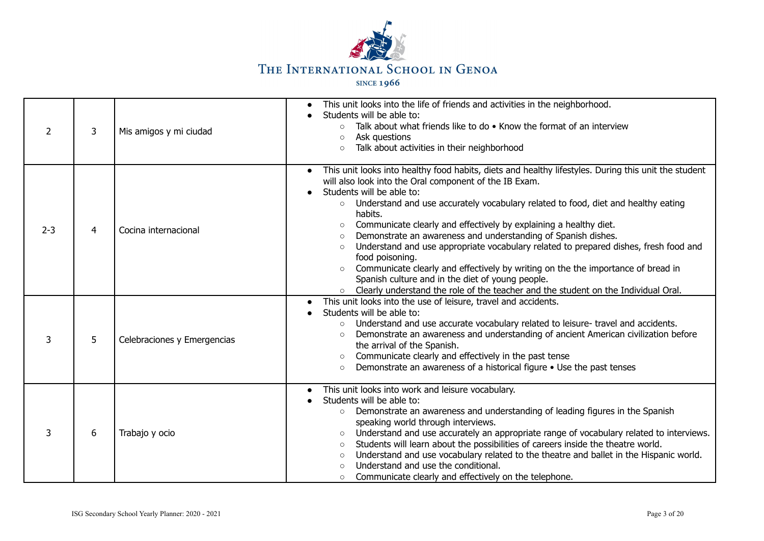| | | | |
|---|---|---|---|
| 2 | 3 | Mis amigos y mi ciudad | • This unit looks into the life of friends and activities in the neighborhood.<br>• Students will be able to:<br>  ○ Talk about what friends like to do • Know the format of an interview<br>  ○ Ask questions<br>  ○ Talk about activities in their neighborhood |
| 2-3 | 4 | Cocina internacional | • This unit looks into healthy food habits, diets and healthy lifestyles. During this unit the student will also look into the Oral component of the IB Exam.<br>• Students will be able to:<br>  ○ Understand and use accurately vocabulary related to food, diet and healthy eating habits.<br>  ○ Communicate clearly and effectively by explaining a healthy diet.<br>  ○ Demonstrate an awareness and understanding of Spanish dishes.<br>  ○ Understand and use appropriate vocabulary related to prepared dishes, fresh food and food poisoning.<br>  ○ Communicate clearly and effectively by writing on the the importance of bread in Spanish culture and in the diet of young people.<br>  ○ Clearly understand the role of the teacher and the student on the Individual Oral. |
| 3 | 5 | Celebraciones y Emergencias | • This unit looks into the use of leisure, travel and accidents.<br>• Students will be able to:<br>  ○ Understand and use accurate vocabulary related to leisure- travel and accidents.<br>  ○ Demonstrate an awareness and understanding of ancient American civilization before the arrival of the Spanish.<br>  ○ Communicate clearly and effectively in the past tense<br>  ○ Demonstrate an awareness of a historical figure • Use the past tenses |
| 3 | 6 | Trabajo y ocio | • This unit looks into work and leisure vocabulary.<br>• Students will be able to:<br>  ○ Demonstrate an awareness and understanding of leading figures in the Spanish speaking world through interviews.<br>  ○ Understand and use accurately an appropriate range of vocabulary related to interviews.<br>  ○ Students will learn about the possibilities of careers inside the theatre world.<br>  ○ Understand and use vocabulary related to the theatre and ballet in the Hispanic world.<br>  ○ Understand and use the conditional.<br>  ○ Communicate clearly and effectively on the telephone. |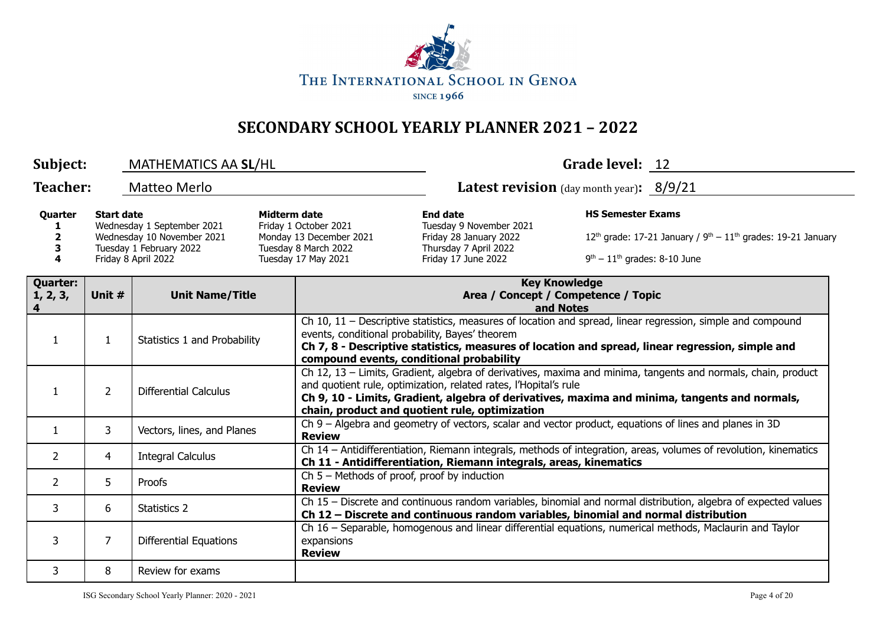THE INTERNATIONAL SCHOOL IN GENOA

SINCE 1966

# SECONDARY SCHOOL YEARLY PLANNER 2021 – 2022

**Subject:** MATHEMATICS AA **SL**/HL

**Grade level:** 12

**Teacher:** Matteo Merlo

**Latest revision** (day month year)**:** 8/9/21

| Quarter | Start date | Midterm date | End date | HS Semester Exams |
|---|---|---|---|---|
| 1 | Wednesday 1 September 2021 | Friday 1 October 2021 | Tuesday 9 November 2021 | |
| 2 | Wednesday 10 November 2021 | Monday 13 December 2021 | Friday 28 January 2022 | 12th grade: 17-21 January / 9th – 11th grades: 19-21 January |
| 3 | Tuesday 1 February 2022 | Tuesday 8 March 2022 | Thursday 7 April 2022 | |
| 4 | Friday 8 April 2022 | Tuesday 17 May 2021 | Friday 17 June 2022 | 9th – 11th grades: 8-10 June |

| Quarter: 1, 2, 3, 4 | Unit # | Unit Name/Title | Key Knowledge Area / Concept / Competence / Topic and Notes |
|---|---|---|---|
| 1 | 1 | Statistics 1 and Probability | Ch 10, 11 – Descriptive statistics, measures of location and spread, linear regression, simple and compound events, conditional probability, Bayes' theorem **Ch 7, 8 - Descriptive statistics, measures of location and spread, linear regression, simple and compound events, conditional probability** |
| 1 | 2 | Differential Calculus | Ch 12, 13 – Limits, Gradient, algebra of derivatives, maxima and minima, tangents and normals, chain, product and quotient rule, optimization, related rates, l'Hopital's rule **Ch 9, 10 - Limits, Gradient, algebra of derivatives, maxima and minima, tangents and normals, chain, product and quotient rule, optimization** |
| 1 | 3 | Vectors, lines, and Planes | Ch 9 – Algebra and geometry of vectors, scalar and vector product, equations of lines and planes in 3D **Review** |
| 2 | 4 | Integral Calculus | Ch 14 – Antidifferentiation, Riemann integrals, methods of integration, areas, volumes of revolution, kinematics **Ch 11 - Antidifferentiation, Riemann integrals, areas, kinematics** |
| 2 | 5 | Proofs | Ch 5 – Methods of proof, proof by induction **Review** |
| 3 | 6 | Statistics 2 | Ch 15 – Discrete and continuous random variables, binomial and normal distribution, algebra of expected values **Ch 12 – Discrete and continuous random variables, binomial and normal distribution** |
| 3 | 7 | Differential Equations | Ch 16 – Separable, homogenous and linear differential equations, numerical methods, Maclaurin and Taylor expansions **Review** |
| 3 | 8 | Review for exams | |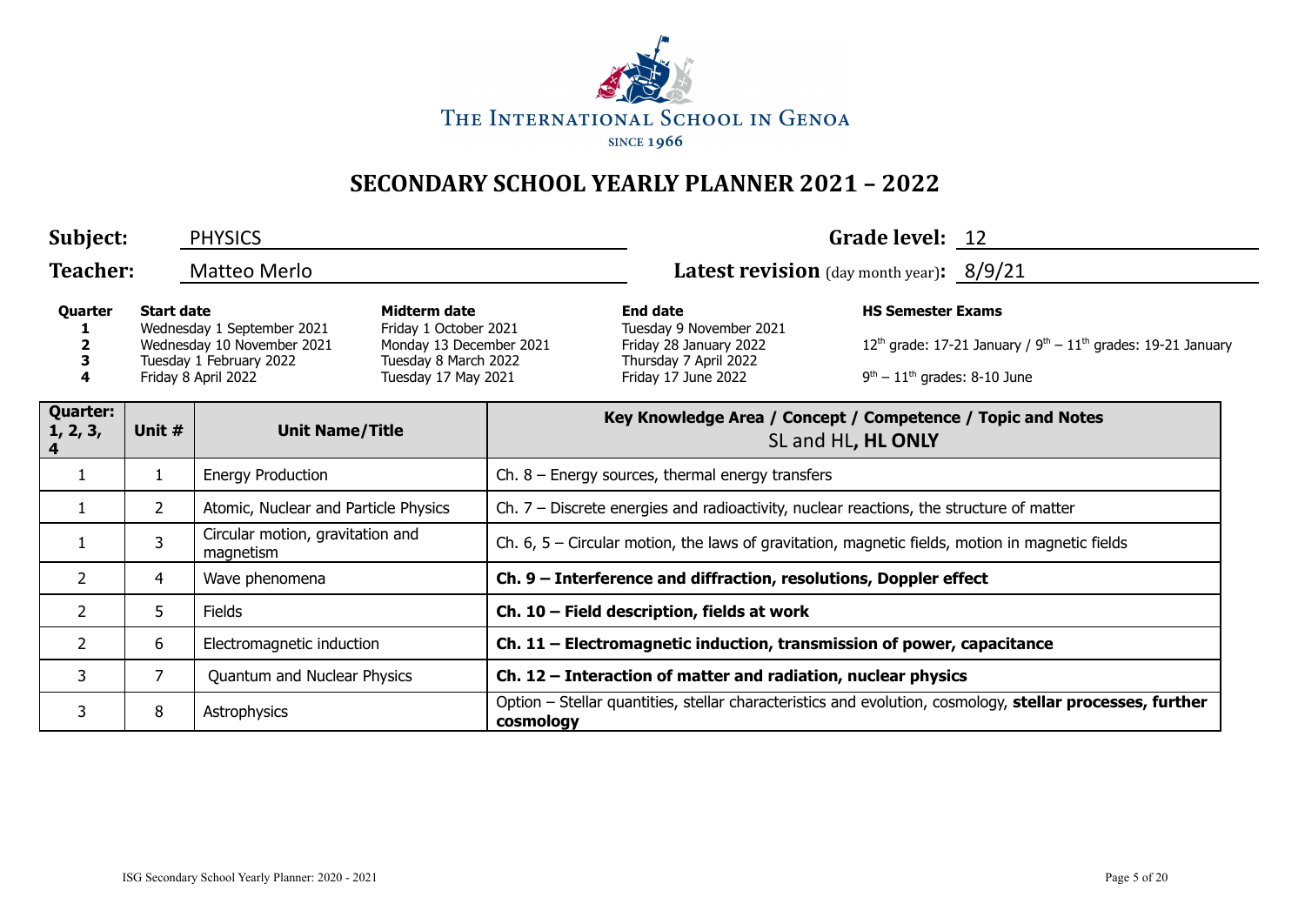THE INTERNATIONAL SCHOOL IN GENOA

SINCE 1966

# SECONDARY SCHOOL YEARLY PLANNER 2021 – 2022

**Subject:** PHYSICS **Grade level:** 12

**Teacher:** Matteo Merlo **Latest revision** (day month year)**:** 8/9/21

| Quarter | Start date | Midterm date | End date | HS Semester Exams |
|---|---|---|---|---|
| 1 | Wednesday 1 September 2021 | Friday 1 October 2021 | Tuesday 9 November 2021 | |
| 2 | Wednesday 10 November 2021 | Monday 13 December 2021 | Friday 28 January 2022 | 12th grade: 17-21 January / 9th – 11th grades: 19-21 January |
| 3 | Tuesday 1 February 2022 | Tuesday 8 March 2022 | Thursday 7 April 2022 | |
| 4 | Friday 8 April 2022 | Tuesday 17 May 2021 | Friday 17 June 2022 | 9th – 11th grades: 8-10 June |

| Quarter: 1, 2, 3, 4 | Unit # | Unit Name/Title | Key Knowledge Area / Concept / Competence / Topic and Notes SL and HL, **HL ONLY** |
|---|---|---|---|
| 1 | 1 | Energy Production | Ch. 8 – Energy sources, thermal energy transfers |
| 1 | 2 | Atomic, Nuclear and Particle Physics | Ch. 7 – Discrete energies and radioactivity, nuclear reactions, the structure of matter |
| 1 | 3 | Circular motion, gravitation and magnetism | Ch. 6, 5 – Circular motion, the laws of gravitation, magnetic fields, motion in magnetic fields |
| 2 | 4 | Wave phenomena | **Ch. 9 – Interference and diffraction, resolutions, Doppler effect** |
| 2 | 5 | Fields | **Ch. 10 – Field description, fields at work** |
| 2 | 6 | Electromagnetic induction | **Ch. 11 – Electromagnetic induction, transmission of power, capacitance** |
| 3 | 7 | Quantum and Nuclear Physics | **Ch. 12 – Interaction of matter and radiation, nuclear physics** |
| 3 | 8 | Astrophysics | Option – Stellar quantities, stellar characteristics and evolution, cosmology, **stellar processes, further cosmology** |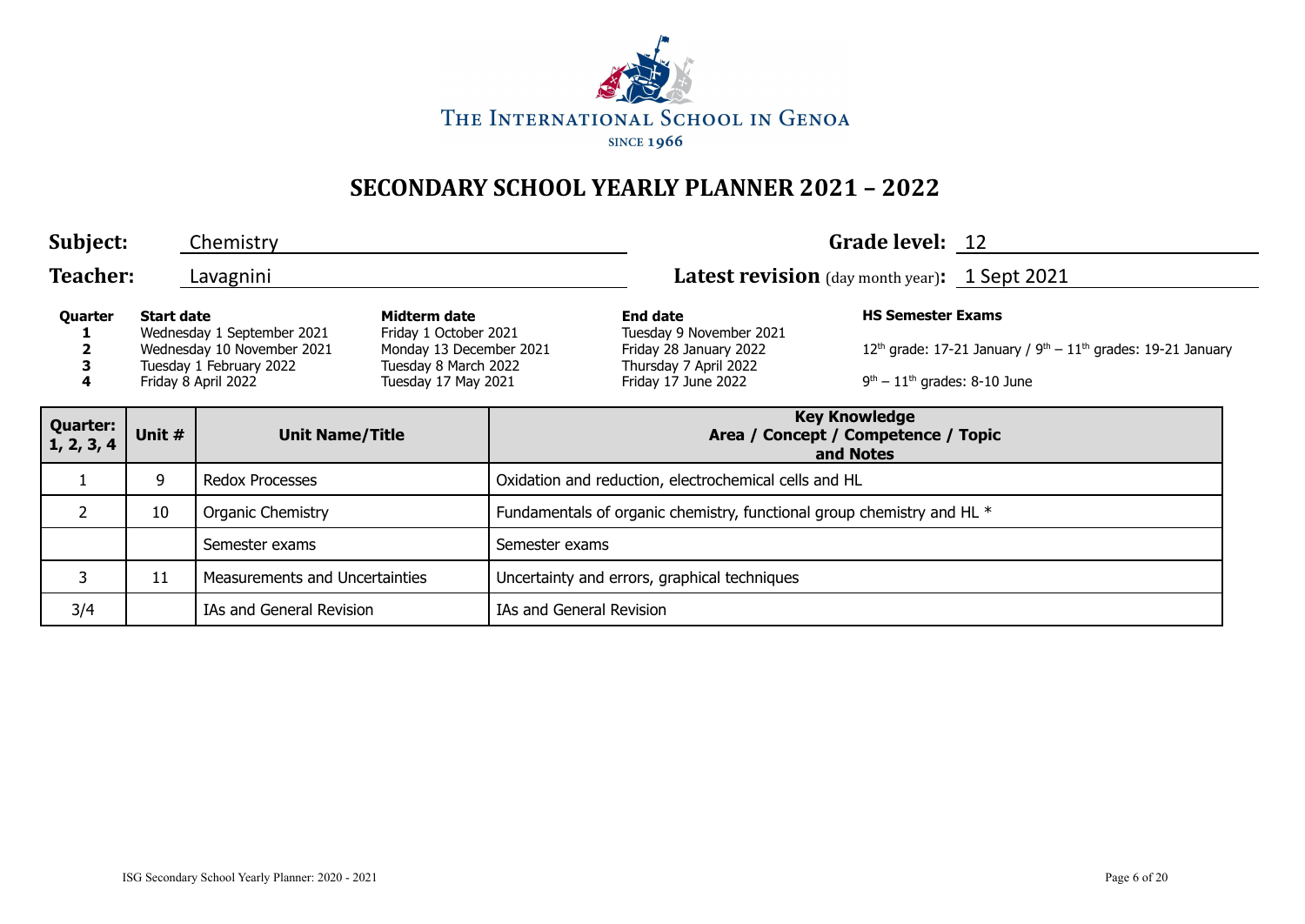THE INTERNATIONAL SCHOOL IN GENOA

SINCE 1966

# SECONDARY SCHOOL YEARLY PLANNER 2021 – 2022

**Subject:** Chemistry

**Grade level:** 12

**Teacher:** Lavagnini

**Latest revision** (day month year)**:** 1 Sept 2021

| Quarter | Start date | Midterm date | End date | HS Semester Exams |
|---|---|---|---|---|
| 1 | Wednesday 1 September 2021 | Friday 1 October 2021 | Tuesday 9 November 2021 | |
| 2 | Wednesday 10 November 2021 | Monday 13 December 2021 | Friday 28 January 2022 | 12th grade: 17-21 January / 9th – 11th grades: 19-21 January |
| 3 | Tuesday 1 February 2022 | Tuesday 8 March 2022 | Thursday 7 April 2022 | |
| 4 | Friday 8 April 2022 | Tuesday 17 May 2021 | Friday 17 June 2022 | 9th – 11th grades: 8-10 June |

| Quarter: 1, 2, 3, 4 | Unit # | Unit Name/Title | Key Knowledge Area / Concept / Competence / Topic and Notes |
|---|---|---|---|
| 1 | 9 | Redox Processes | Oxidation and reduction, electrochemical cells and HL |
| 2 | 10 | Organic Chemistry | Fundamentals of organic chemistry, functional group chemistry and HL * |
| | | Semester exams | Semester exams |
| 3 | 11 | Measurements and Uncertainties | Uncertainty and errors, graphical techniques |
| 3/4 | | IAs and General Revision | IAs and General Revision |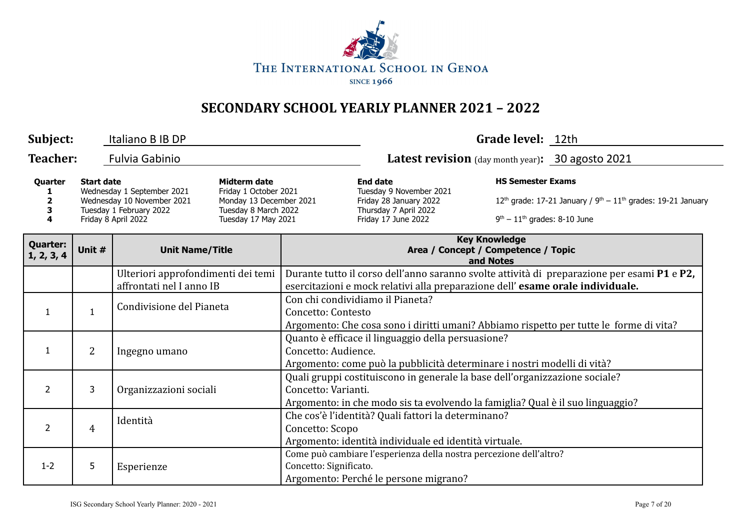THE INTERNATIONAL SCHOOL IN GENOA
SINCE 1966

# SECONDARY SCHOOL YEARLY PLANNER 2021 – 2022

**Subject:** Italiano B IB DP **Grade level:** 12th

**Teacher:** Fulvia Gabinio **Latest revision** (day month year)**:** 30 agosto 2021

| Quarter | Start date | Midterm date | End date | HS Semester Exams |
|---|---|---|---|---|
| 1 | Wednesday 1 September 2021 | Friday 1 October 2021 | Tuesday 9 November 2021 | |
| 2 | Wednesday 10 November 2021 | Monday 13 December 2021 | Friday 28 January 2022 | 12th grade: 17-21 January / 9th – 11th grades: 19-21 January |
| 3 | Tuesday 1 February 2022 | Tuesday 8 March 2022 | Thursday 7 April 2022 | |
| 4 | Friday 8 April 2022 | Tuesday 17 May 2021 | Friday 17 June 2022 | 9th – 11th grades: 8-10 June |

| Quarter: 1, 2, 3, 4 | Unit # | Unit Name/Title | Key Knowledge Area / Concept / Competence / Topic and Notes |
|---|---|---|---|
| | | Ulteriori approfondimenti dei temi affrontati nel I anno IB | Durante tutto il corso dell'anno saranno svolte attività di preparazione per esami **P1** e **P2,** esercitazioni e mock relativi alla preparazione dell' **esame orale individuale.** |
| 1 | 1 | Condivisione del Pianeta | Con chi condividiamo il Pianeta?<br>Concetto: Contesto<br>Argomento: Che cosa sono i diritti umani? Abbiamo rispetto per tutte le forme di vita? |
| 1 | 2 | Ingegno umano | Quanto è efficace il linguaggio della persuasione?<br>Concetto: Audience.<br>Argomento: come può la pubblicità determinare i nostri modelli di vità? |
| 2 | 3 | Organizzazioni sociali | Quali gruppi costituiscono in generale la base dell'organizzazione sociale?<br>Concetto: Varianti.<br>Argomento: in che modo sis ta evolvendo la famiglia? Qual è il suo linguaggio? |
| 2 | 4 | Identità | Che cos'è l'identità? Quali fattori la determinano?<br>Concetto: Scopo<br>Argomento: identità individuale ed identità virtuale. |
| 1-2 | 5 | Esperienze | Come può cambiare l'esperienza della nostra percezione dell'altro?<br>Concetto: Significato.<br>Argomento: Perché le persone migrano? |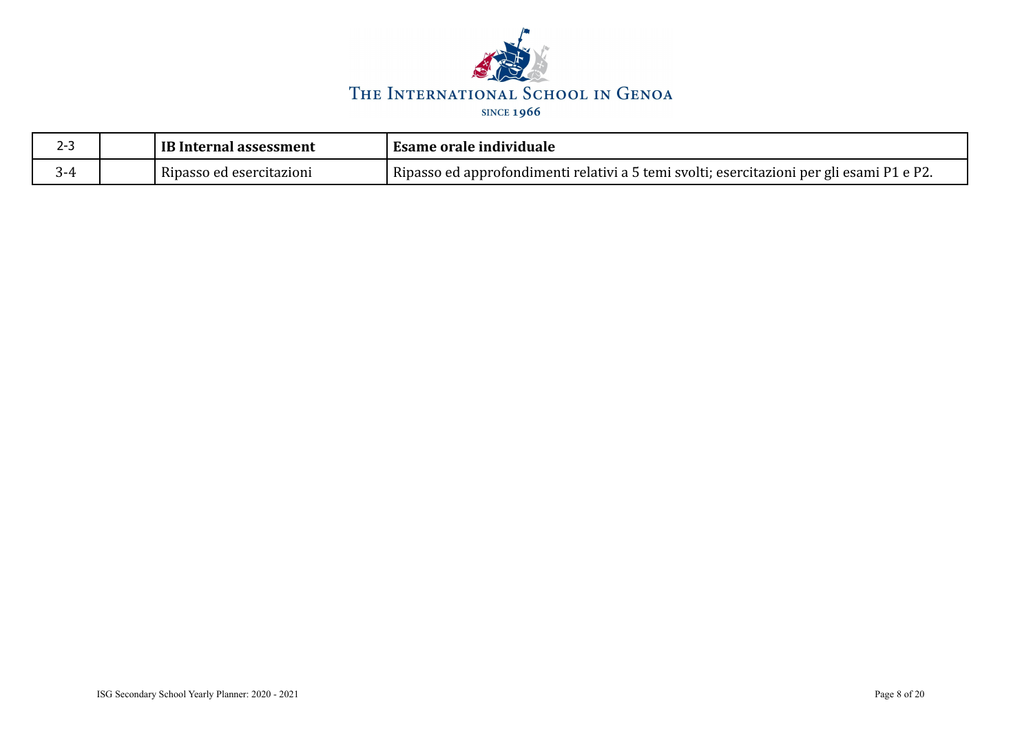| | | | |
|---|---|---|---|
| 2-3 | | **IB Internal assessment** | **Esame orale individuale** |
| 3-4 | | Ripasso ed esercitazioni | Ripasso ed approfondimenti relativi a 5 temi svolti; esercitazioni per gli esami P1 e P2. |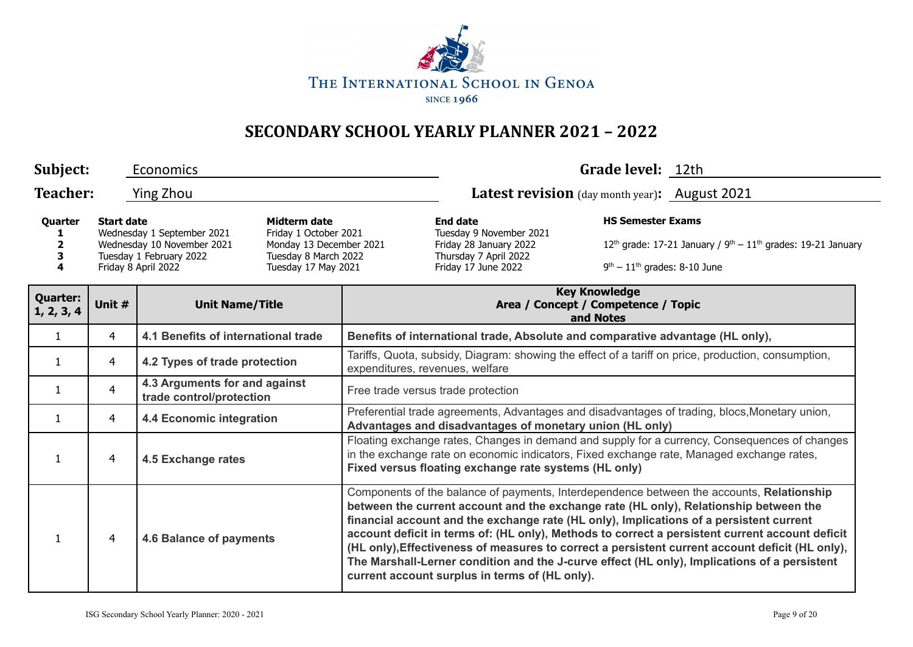THE INTERNATIONAL SCHOOL IN GENOA

SINCE 1966

# SECONDARY SCHOOL YEARLY PLANNER 2021 – 2022

**Subject:** Economics **Grade level:** 12th

**Teacher:** Ying Zhou **Latest revision** (day month year)**:** August 2021

| Quarter | Start date | Midterm date | End date | HS Semester Exams |
|---|---|---|---|---|
| 1 | Wednesday 1 September 2021 | Friday 1 October 2021 | Tuesday 9 November 2021 | |
| 2 | Wednesday 10 November 2021 | Monday 13 December 2021 | Friday 28 January 2022 | 12th grade: 17-21 January / 9th – 11th grades: 19-21 January |
| 3 | Tuesday 1 February 2022 | Tuesday 8 March 2022 | Thursday 7 April 2022 | |
| 4 | Friday 8 April 2022 | Tuesday 17 May 2021 | Friday 17 June 2022 | 9th – 11th grades: 8-10 June |

| Quarter: 1, 2, 3, 4 | Unit # | Unit Name/Title | Key Knowledge Area / Concept / Competence / Topic and Notes |
|---|---|---|---|
| 1 | 4 | **4.1 Benefits of international trade** | **Benefits of international trade, Absolute and comparative advantage (HL only),** |
| 1 | 4 | **4.2 Types of trade protection** | Tariffs, Quota, subsidy, Diagram: showing the effect of a tariff on price, production, consumption, expenditures, revenues, welfare |
| 1 | 4 | **4.3 Arguments for and against trade control/protection** | Free trade versus trade protection |
| 1 | 4 | **4.4 Economic integration** | Preferential trade agreements, Advantages and disadvantages of trading, blocs,Monetary union, **Advantages and disadvantages of monetary union (HL only)** |
| 1 | 4 | **4.5 Exchange rates** | Floating exchange rates, Changes in demand and supply for a currency, Consequences of changes in the exchange rate on economic indicators, Fixed exchange rate, Managed exchange rates, **Fixed versus floating exchange rate systems (HL only)** |
| 1 | 4 | **4.6 Balance of payments** | Components of the balance of payments, Interdependence between the accounts, **Relationship between the current account and the exchange rate (HL only), Relationship between the financial account and the exchange rate (HL only), Implications of a persistent current account deficit in terms of: (HL only), Methods to correct a persistent current account deficit (HL only),Effectiveness of measures to correct a persistent current account deficit (HL only), The Marshall-Lerner condition and the J-curve effect (HL only), Implications of a persistent current account surplus in terms of (HL only).** |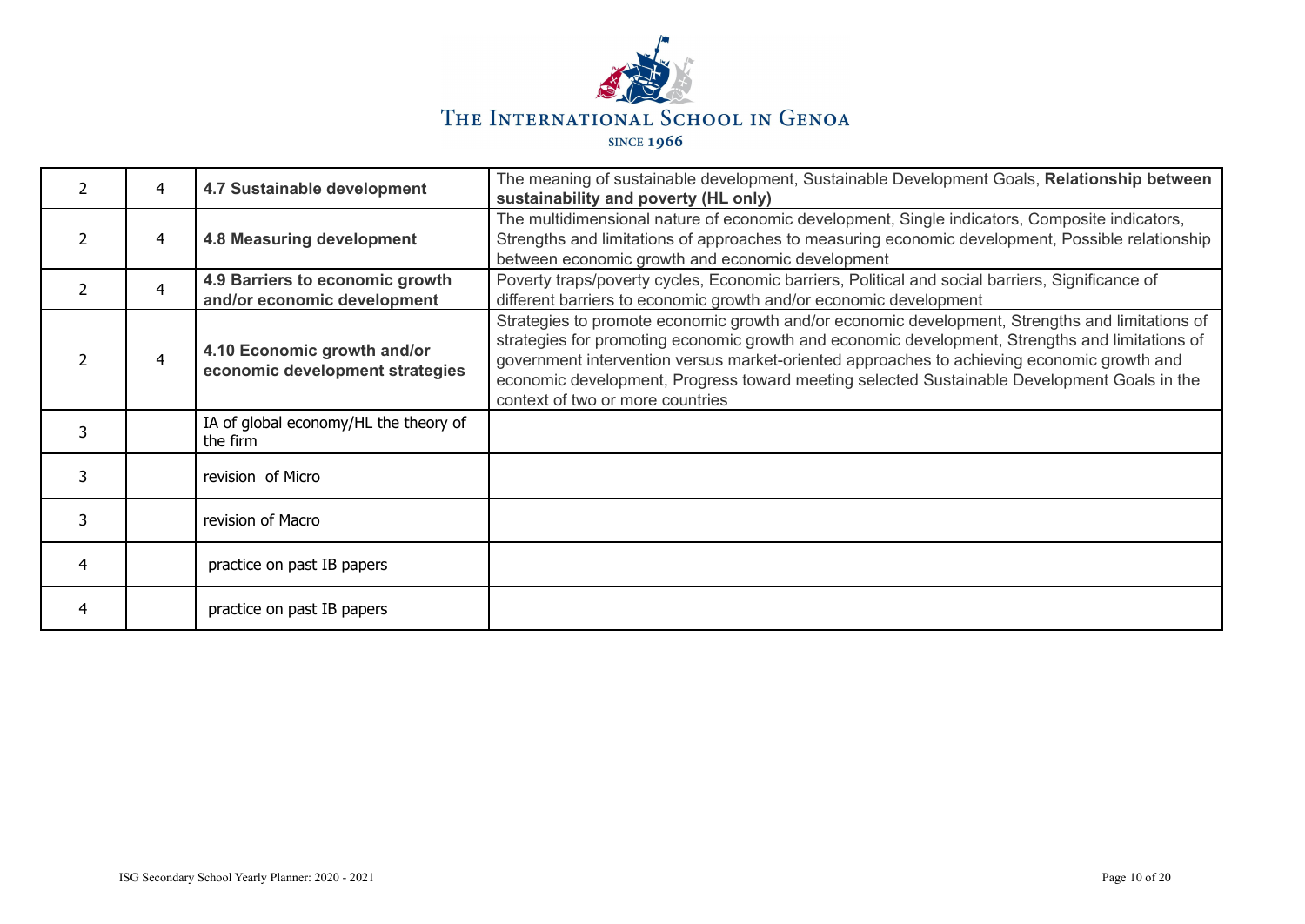| | | | |
|---|---|---|---|
| 2 | 4 | **4.7 Sustainable development** | The meaning of sustainable development, Sustainable Development Goals, **Relationship between sustainability and poverty (HL only)** |
| 2 | 4 | **4.8 Measuring development** | The multidimensional nature of economic development, Single indicators, Composite indicators, Strengths and limitations of approaches to measuring economic development, Possible relationship between economic growth and economic development |
| 2 | 4 | **4.9 Barriers to economic growth and/or economic development** | Poverty traps/poverty cycles, Economic barriers, Political and social barriers, Significance of different barriers to economic growth and/or economic development |
| 2 | 4 | **4.10 Economic growth and/or economic development strategies** | Strategies to promote economic growth and/or economic development, Strengths and limitations of strategies for promoting economic growth and economic development, Strengths and limitations of government intervention versus market-oriented approaches to achieving economic growth and economic development, Progress toward meeting selected Sustainable Development Goals in the context of two or more countries |
| 3 | | IA of global economy/HL the theory of the firm | |
| 3 | | revision of Micro | |
| 3 | | revision of Macro | |
| 4 | | practice on past IB papers | |
| 4 | | practice on past IB papers | |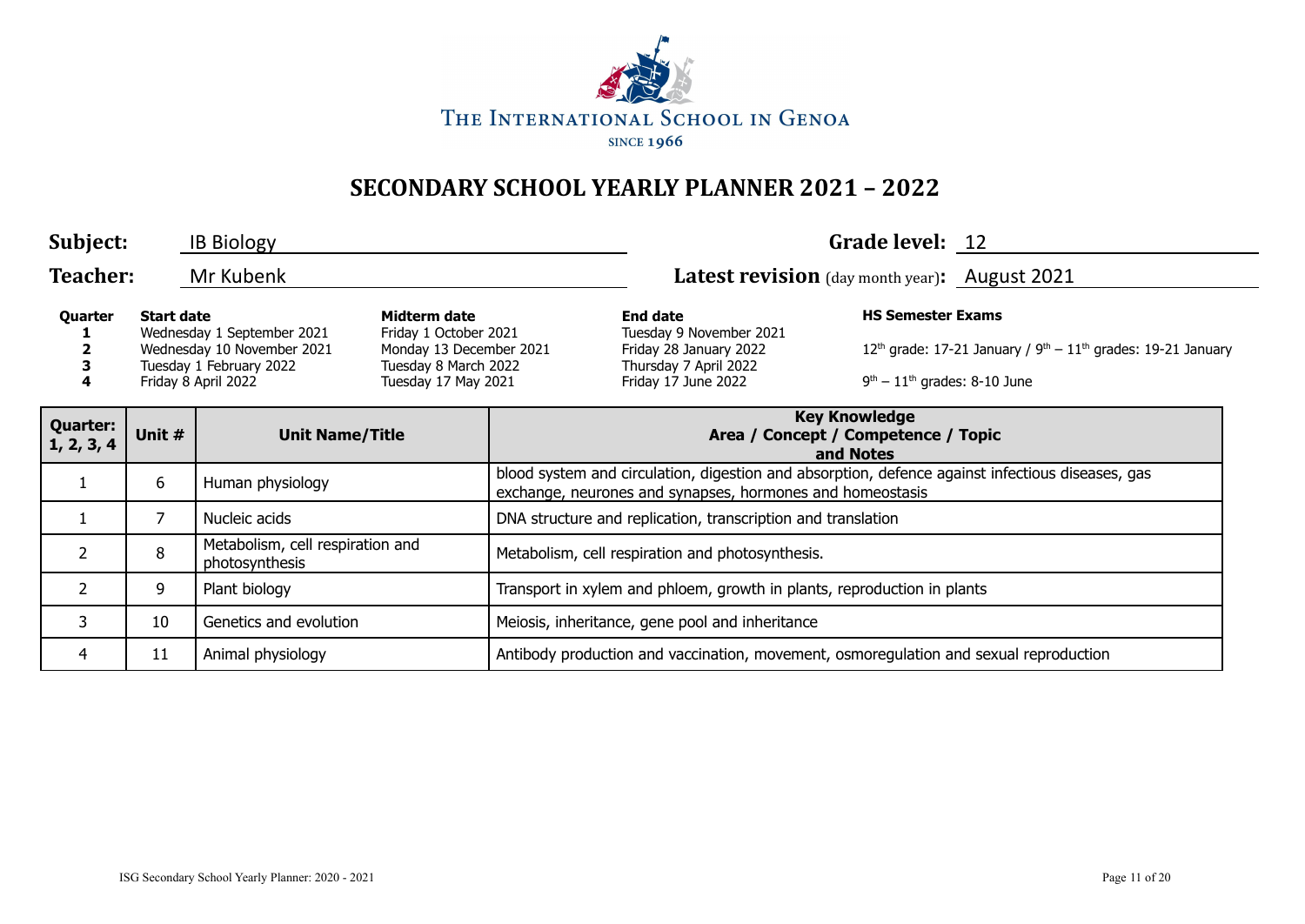THE INTERNATIONAL SCHOOL IN GENOA

SINCE 1966

# SECONDARY SCHOOL YEARLY PLANNER 2021 – 2022

**Subject:** IB Biology **Grade level:** 12

**Teacher:** Mr Kubenk **Latest revision** (day month year)**:** August 2021

| Quarter | Start date | Midterm date | End date | HS Semester Exams |
|---|---|---|---|---|
| 1 | Wednesday 1 September 2021 | Friday 1 October 2021 | Tuesday 9 November 2021 | |
| 2 | Wednesday 10 November 2021 | Monday 13 December 2021 | Friday 28 January 2022 | 12th grade: 17-21 January / 9th – 11th grades: 19-21 January |
| 3 | Tuesday 1 February 2022 | Tuesday 8 March 2022 | Thursday 7 April 2022 | |
| 4 | Friday 8 April 2022 | Tuesday 17 May 2021 | Friday 17 June 2022 | 9th – 11th grades: 8-10 June |

| Quarter: 1, 2, 3, 4 | Unit # | Unit Name/Title | Key Knowledge Area / Concept / Competence / Topic and Notes |
|---|---|---|---|
| 1 | 6 | Human physiology | blood system and circulation, digestion and absorption, defence against infectious diseases, gas exchange, neurones and synapses, hormones and homeostasis |
| 1 | 7 | Nucleic acids | DNA structure and replication, transcription and translation |
| 2 | 8 | Metabolism, cell respiration and photosynthesis | Metabolism, cell respiration and photosynthesis. |
| 2 | 9 | Plant biology | Transport in xylem and phloem, growth in plants, reproduction in plants |
| 3 | 10 | Genetics and evolution | Meiosis, inheritance, gene pool and inheritance |
| 4 | 11 | Animal physiology | Antibody production and vaccination, movement, osmoregulation and sexual reproduction |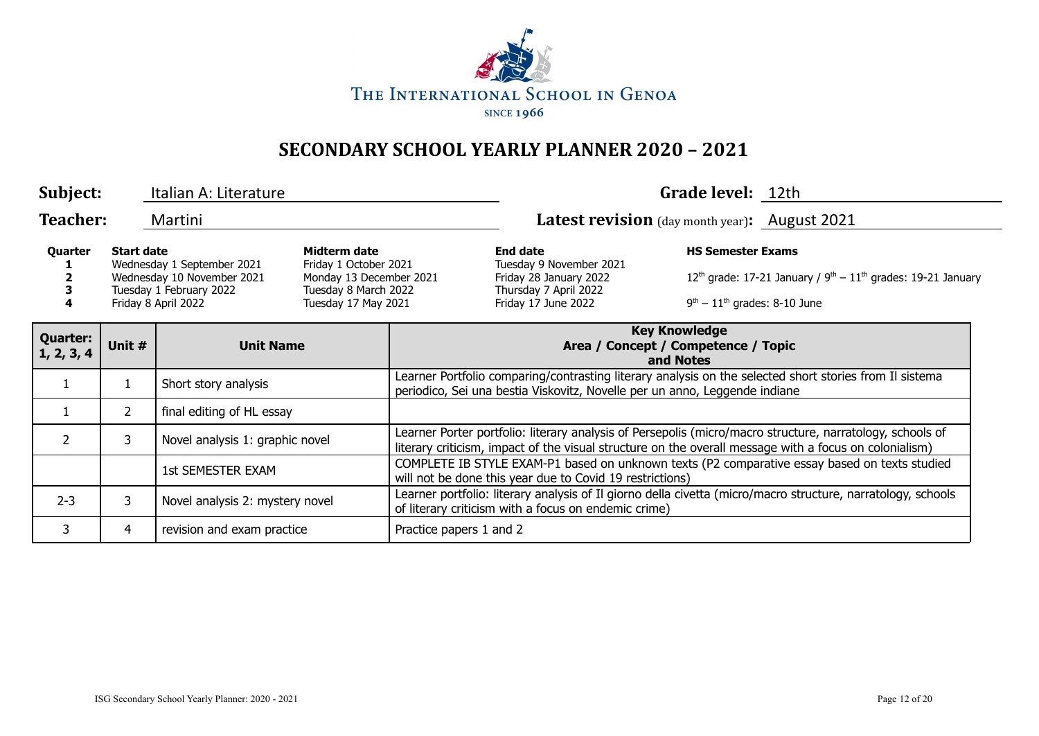THE INTERNATIONAL SCHOOL IN GENOA
SINCE 1966

# SECONDARY SCHOOL YEARLY PLANNER 2020 – 2021

**Subject:** Italian A: Literature **Grade level:** 12th

**Teacher:** Martini **Latest revision** (day month year)**:** August 2021

| Quarter | Start date | Midterm date | End date | HS Semester Exams |
|---|---|---|---|---|
| 1 | Wednesday 1 September 2021 | Friday 1 October 2021 | Tuesday 9 November 2021 | |
| 2 | Wednesday 10 November 2021 | Monday 13 December 2021 | Friday 28 January 2022 | 12th grade: 17-21 January / 9th – 11th grades: 19-21 January |
| 3 | Tuesday 1 February 2022 | Tuesday 8 March 2022 | Thursday 7 April 2022 | |
| 4 | Friday 8 April 2022 | Tuesday 17 May 2021 | Friday 17 June 2022 | 9th – 11th grades: 8-10 June |

| Quarter: 1, 2, 3, 4 | Unit # | Unit Name | Key Knowledge Area / Concept / Competence / Topic and Notes |
|---|---|---|---|
| 1 | 1 | Short story analysis | Learner Portfolio comparing/contrasting literary analysis on the selected short stories from Il sistema periodico, Sei una bestia Viskovitz, Novelle per un anno, Leggende indiane |
| 1 | 2 | final editing of HL essay | |
| 2 | 3 | Novel analysis 1: graphic novel | Learner Porter portfolio: literary analysis of Persepolis (micro/macro structure, narratology, schools of literary criticism, impact of the visual structure on the overall message with a focus on colonialism) |
| | | 1st SEMESTER EXAM | COMPLETE IB STYLE EXAM-P1 based on unknown texts (P2 comparative essay based on texts studied will not be done this year due to Covid 19 restrictions) |
| 2-3 | 3 | Novel analysis 2: mystery novel | Learner portfolio: literary analysis of Il giorno della civetta (micro/macro structure, narratology, schools of literary criticism with a focus on endemic crime) |
| 3 | 4 | revision and exam practice | Practice papers 1 and 2 |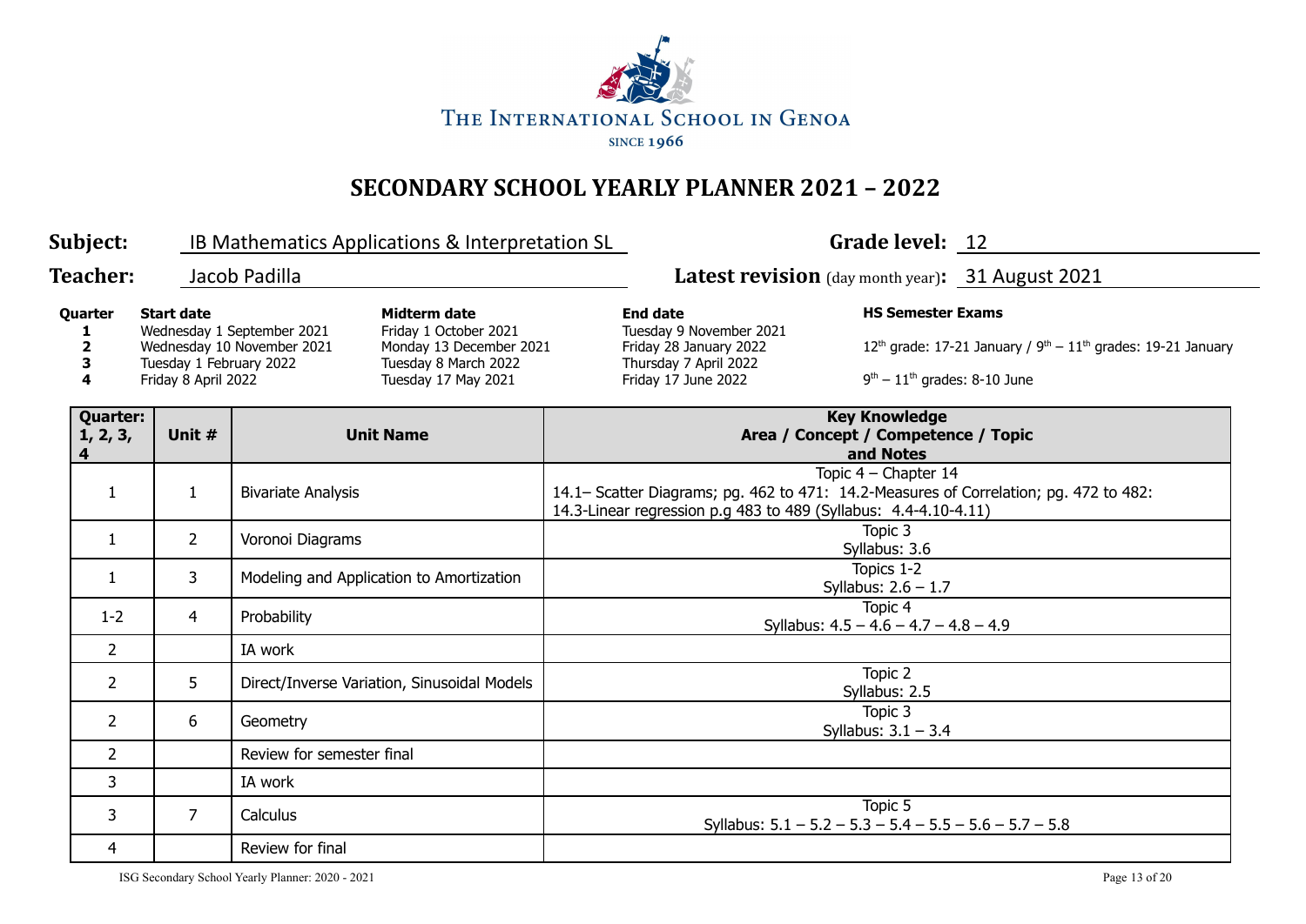The International School in Genoa

since 1966

# SECONDARY SCHOOL YEARLY PLANNER 2021 – 2022

**Subject:** IB Mathematics Applications & Interpretation SL **Grade level:** 12

**Teacher:** Jacob Padilla **Latest revision** (day month year)**:** 31 August 2021

| Quarter | Start date | Midterm date | End date | HS Semester Exams |
|---|---|---|---|---|
| 1 | Wednesday 1 September 2021 | Friday 1 October 2021 | Tuesday 9 November 2021 | |
| 2 | Wednesday 10 November 2021 | Monday 13 December 2021 | Friday 28 January 2022 | 12th grade: 17-21 January / 9th – 11th grades: 19-21 January |
| 3 | Tuesday 1 February 2022 | Tuesday 8 March 2022 | Thursday 7 April 2022 | |
| 4 | Friday 8 April 2022 | Tuesday 17 May 2021 | Friday 17 June 2022 | 9th – 11th grades: 8-10 June |

| Quarter: 1, 2, 3, 4 | Unit # | Unit Name | Key Knowledge Area / Concept / Competence / Topic and Notes |
|---|---|---|---|
| 1 | 1 | Bivariate Analysis | Topic 4 – Chapter 14<br>14.1– Scatter Diagrams; pg. 462 to 471: 14.2-Measures of Correlation; pg. 472 to 482: 14.3-Linear regression p.g 483 to 489 (Syllabus: 4.4-4.10-4.11) |
| 1 | 2 | Voronoi Diagrams | Topic 3<br>Syllabus: 3.6 |
| 1 | 3 | Modeling and Application to Amortization | Topics 1-2<br>Syllabus: 2.6 – 1.7 |
| 1-2 | 4 | Probability | Topic 4<br>Syllabus: 4.5 – 4.6 – 4.7 – 4.8 – 4.9 |
| 2 | | IA work | |
| 2 | 5 | Direct/Inverse Variation, Sinusoidal Models | Topic 2<br>Syllabus: 2.5 |
| 2 | 6 | Geometry | Topic 3<br>Syllabus: 3.1 – 3.4 |
| 2 | | Review for semester final | |
| 3 | | IA work | |
| 3 | 7 | Calculus | Topic 5<br>Syllabus: 5.1 – 5.2 – 5.3 – 5.4 – 5.5 – 5.6 – 5.7 – 5.8 |
| 4 | | Review for final | |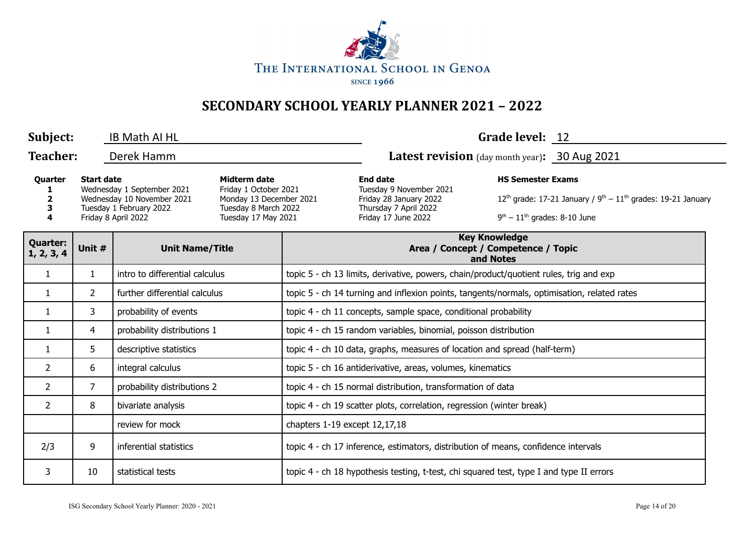THE INTERNATIONAL SCHOOL IN GENOA

SINCE 1966

# SECONDARY SCHOOL YEARLY PLANNER 2021 – 2022

**Subject:** IB Math AI HL **Grade level:** 12

**Teacher:** Derek Hamm **Latest revision** (day month year)**:** 30 Aug 2021

| Quarter | Start date | Midterm date | End date | HS Semester Exams |
|---|---|---|---|---|
| **1** | Wednesday 1 September 2021 | Friday 1 October 2021 | Tuesday 9 November 2021 | |
| **2** | Wednesday 10 November 2021 | Monday 13 December 2021 | Friday 28 January 2022 | 12th grade: 17-21 January / 9th – 11th grades: 19-21 January |
| **3** | Tuesday 1 February 2022 | Tuesday 8 March 2022 | Thursday 7 April 2022 | |
| **4** | Friday 8 April 2022 | Tuesday 17 May 2021 | Friday 17 June 2022 | 9th – 11th grades: 8-10 June |

| Quarter: 1, 2, 3, 4 | Unit # | Unit Name/Title | Key Knowledge Area / Concept / Competence / Topic and Notes |
|---|---|---|---|
| 1 | 1 | intro to differential calculus | topic 5 - ch 13 limits, derivative, powers, chain/product/quotient rules, trig and exp |
| 1 | 2 | further differential calculus | topic 5 - ch 14 turning and inflexion points, tangents/normals, optimisation, related rates |
| 1 | 3 | probability of events | topic 4 - ch 11 concepts, sample space, conditional probability |
| 1 | 4 | probability distributions 1 | topic 4 - ch 15 random variables, binomial, poisson distribution |
| 1 | 5 | descriptive statistics | topic 4 - ch 10 data, graphs, measures of location and spread (half-term) |
| 2 | 6 | integral calculus | topic 5 - ch 16 antiderivative, areas, volumes, kinematics |
| 2 | 7 | probability distributions 2 | topic 4 - ch 15 normal distribution, transformation of data |
| 2 | 8 | bivariate analysis | topic 4 - ch 19 scatter plots, correlation, regression (winter break) |
| | | review for mock | chapters 1-19 except 12,17,18 |
| 2/3 | 9 | inferential statistics | topic 4 - ch 17 inference, estimators, distribution of means, confidence intervals |
| 3 | 10 | statistical tests | topic 4 - ch 18 hypothesis testing, t-test, chi squared test, type I and type II errors |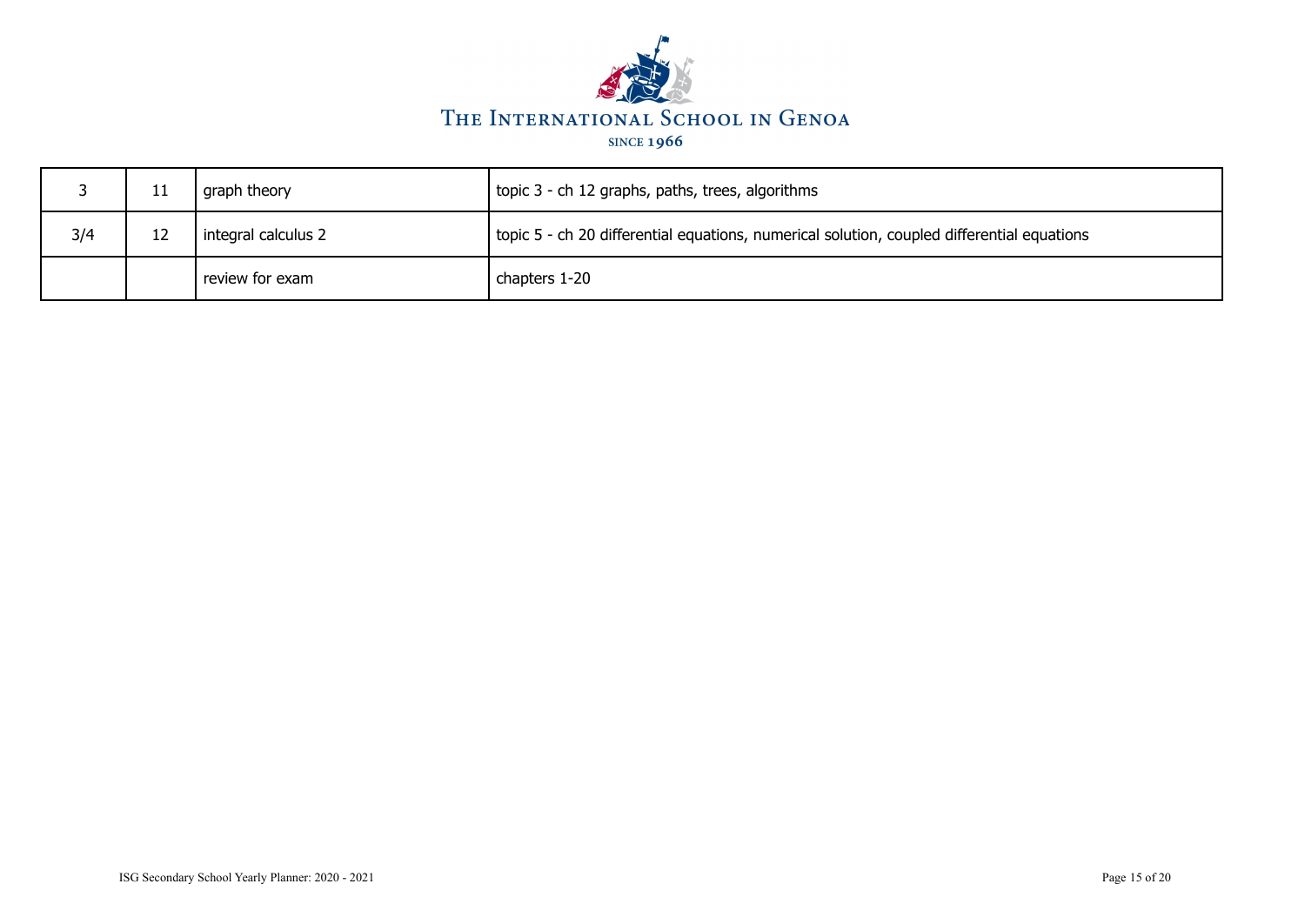| | | | |
|---|---|---|---|
| 3 | 11 | graph theory | topic 3 - ch 12 graphs, paths, trees, algorithms |
| 3/4 | 12 | integral calculus 2 | topic 5 - ch 20 differential equations, numerical solution, coupled differential equations |
| | | review for exam | chapters 1-20 |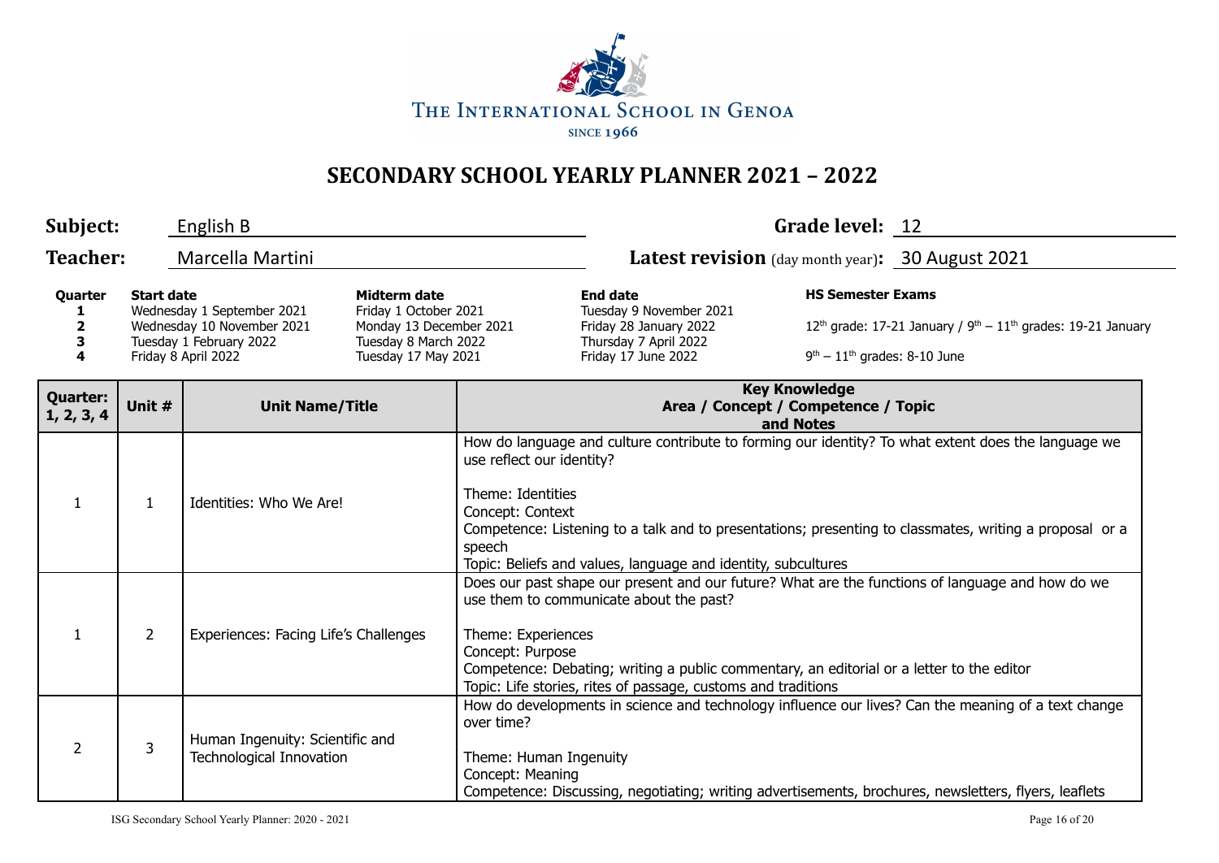THE INTERNATIONAL SCHOOL IN GENOA
SINCE 1966

# SECONDARY SCHOOL YEARLY PLANNER 2021 – 2022

**Subject:** English B **Grade level:** 12

**Teacher:** Marcella Martini **Latest revision** (day month year)**:** 30 August 2021

| Quarter | Start date | Midterm date | End date | HS Semester Exams |
|---|---|---|---|---|
| 1 | Wednesday 1 September 2021 | Friday 1 October 2021 | Tuesday 9 November 2021 | |
| 2 | Wednesday 10 November 2021 | Monday 13 December 2021 | Friday 28 January 2022 | 12th grade: 17-21 January / 9th – 11th grades: 19-21 January |
| 3 | Tuesday 1 February 2022 | Tuesday 8 March 2022 | Thursday 7 April 2022 | |
| 4 | Friday 8 April 2022 | Tuesday 17 May 2021 | Friday 17 June 2022 | 9th – 11th grades: 8-10 June |

| Quarter: 1, 2, 3, 4 | Unit # | Unit Name/Title | Key Knowledge Area / Concept / Competence / Topic and Notes |
|---|---|---|---|
| 1 | 1 | Identities: Who We Are! | How do language and culture contribute to forming our identity? To what extent does the language we use reflect our identity?<br><br>Theme: Identities<br>Concept: Context<br>Competence: Listening to a talk and to presentations; presenting to classmates, writing a proposal or a speech<br>Topic: Beliefs and values, language and identity, subcultures |
| 1 | 2 | Experiences: Facing Life's Challenges | Does our past shape our present and our future? What are the functions of language and how do we use them to communicate about the past?<br><br>Theme: Experiences<br>Concept: Purpose<br>Competence: Debating; writing a public commentary, an editorial or a letter to the editor<br>Topic: Life stories, rites of passage, customs and traditions |
| 2 | 3 | Human Ingenuity: Scientific and Technological Innovation | How do developments in science and technology influence our lives? Can the meaning of a text change over time?<br><br>Theme: Human Ingenuity<br>Concept: Meaning<br>Competence: Discussing, negotiating; writing advertisements, brochures, newsletters, flyers, leaflets |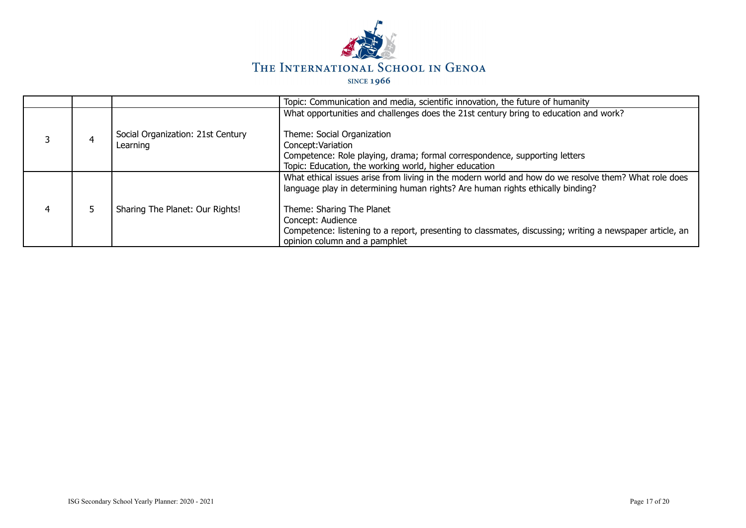| | | | |
|---|---|---|---|
| | | | Topic: Communication and media, scientific innovation, the future of humanity |
| 3 | 4 | Social Organization: 21st Century Learning | What opportunities and challenges does the 21st century bring to education and work?<br><br>Theme: Social Organization<br>Concept:Variation<br>Competence: Role playing, drama; formal correspondence, supporting letters<br>Topic: Education, the working world, higher education |
| 4 | 5 | Sharing The Planet: Our Rights! | What ethical issues arise from living in the modern world and how do we resolve them? What role does language play in determining human rights? Are human rights ethically binding?<br><br>Theme: Sharing The Planet<br>Concept: Audience<br>Competence: listening to a report, presenting to classmates, discussing; writing a newspaper article, an opinion column and a pamphlet |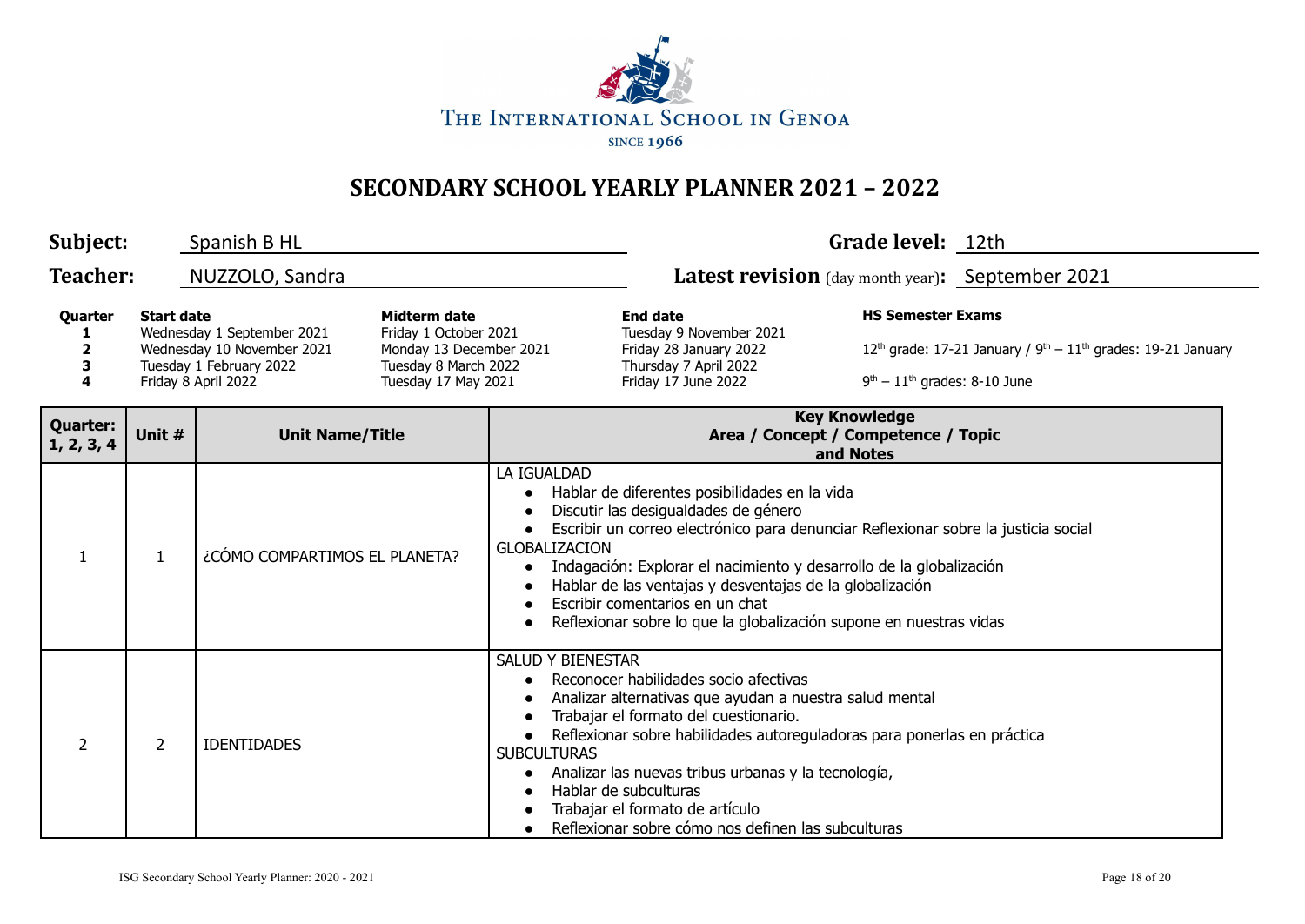The International School in Genoa

since 1966

# SECONDARY SCHOOL YEARLY PLANNER 2021 – 2022

**Subject:** Spanish B HL **Grade level:** 12th

**Teacher:** NUZZOLO, Sandra **Latest revision** (day month year)**:** September 2021

| Quarter | Start date | Midterm date | End date | HS Semester Exams |
|---|---|---|---|---|
| 1 | Wednesday 1 September 2021 | Friday 1 October 2021 | Tuesday 9 November 2021 | |
| 2 | Wednesday 10 November 2021 | Monday 13 December 2021 | Friday 28 January 2022 | 12th grade: 17-21 January / 9th – 11th grades: 19-21 January |
| 3 | Tuesday 1 February 2022 | Tuesday 8 March 2022 | Thursday 7 April 2022 | |
| 4 | Friday 8 April 2022 | Tuesday 17 May 2021 | Friday 17 June 2022 | 9th – 11th grades: 8-10 June |

| Quarter: 1, 2, 3, 4 | Unit # | Unit Name/Title | Key Knowledge Area / Concept / Competence / Topic and Notes |
|---|---|---|---|
| 1 | 1 | ¿CÓMO COMPARTIMOS EL PLANETA? | LA IGUALDAD<br>• Hablar de diferentes posibilidades en la vida<br>• Discutir las desigualdades de género<br>• Escribir un correo electrónico para denunciar Reflexionar sobre la justicia social<br>GLOBALIZACION<br>• Indagación: Explorar el nacimiento y desarrollo de la globalización<br>• Hablar de las ventajas y desventajas de la globalización<br>• Escribir comentarios en un chat<br>• Reflexionar sobre lo que la globalización supone en nuestras vidas |
| 2 | 2 | IDENTIDADES | SALUD Y BIENESTAR<br>• Reconocer habilidades socio afectivas<br>• Analizar alternativas que ayudan a nuestra salud mental<br>• Trabajar el formato del cuestionario.<br>• Reflexionar sobre habilidades autoreguladoras para ponerlas en práctica<br>SUBCULTURAS<br>• Analizar las nuevas tribus urbanas y la tecnología,<br>• Hablar de subculturas<br>• Trabajar el formato de artículo<br>• Reflexionar sobre cómo nos definen las subculturas |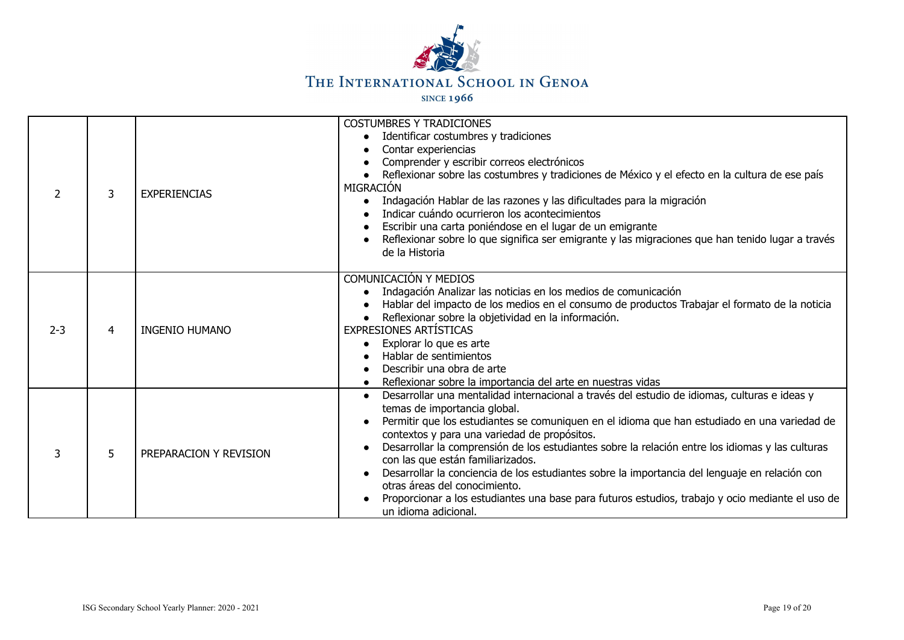| | | | |
|---|---|---|---|
| 2 | 3 | EXPERIENCIAS | COSTUMBRES Y TRADICIONES<br>• Identificar costumbres y tradiciones<br>• Contar experiencias<br>• Comprender y escribir correos electrónicos<br>• Reflexionar sobre las costumbres y tradiciones de México y el efecto en la cultura de ese país<br>MIGRACIÓN<br>• Indagación Hablar de las razones y las dificultades para la migración<br>• Indicar cuándo ocurrieron los acontecimientos<br>• Escribir una carta poniéndose en el lugar de un emigrante<br>• Reflexionar sobre lo que significa ser emigrante y las migraciones que han tenido lugar a través de la Historia |
| 2-3 | 4 | INGENIO HUMANO | COMUNICACIÓN Y MEDIOS<br>• Indagación Analizar las noticias en los medios de comunicación<br>• Hablar del impacto de los medios en el consumo de productos Trabajar el formato de la noticia<br>• Reflexionar sobre la objetividad en la información.<br>EXPRESIONES ARTÍSTICAS<br>• Explorar lo que es arte<br>• Hablar de sentimientos<br>• Describir una obra de arte<br>• Reflexionar sobre la importancia del arte en nuestras vidas |
| 3 | 5 | PREPARACION Y REVISION | • Desarrollar una mentalidad internacional a través del estudio de idiomas, culturas e ideas y temas de importancia global.<br>• Permitir que los estudiantes se comuniquen en el idioma que han estudiado en una variedad de contextos y para una variedad de propósitos.<br>• Desarrollar la comprensión de los estudiantes sobre la relación entre los idiomas y las culturas con las que están familiarizados.<br>• Desarrollar la conciencia de los estudiantes sobre la importancia del lenguaje en relación con otras áreas del conocimiento.<br>• Proporcionar a los estudiantes una base para futuros estudios, trabajo y ocio mediante el uso de un idioma adicional. |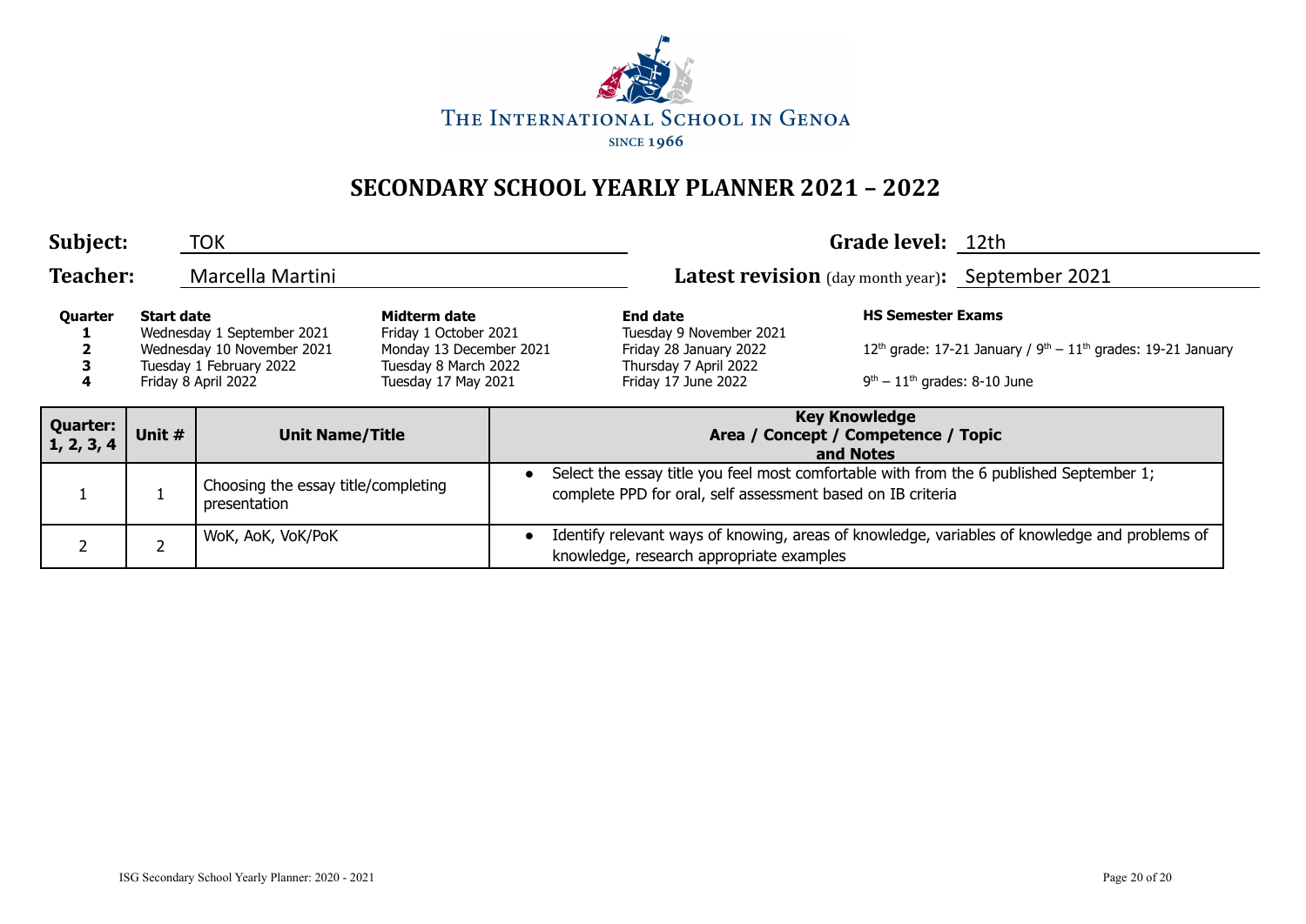THE INTERNATIONAL SCHOOL IN GENOA

SINCE 1966

# SECONDARY SCHOOL YEARLY PLANNER 2021 – 2022

**Subject:** TOK **Grade level:** 12th

**Teacher:** Marcella Martini **Latest revision** (day month year)**:** September 2021

| Quarter | Start date | Midterm date | End date | HS Semester Exams |
|---|---|---|---|---|
| 1 | Wednesday 1 September 2021 | Friday 1 October 2021 | Tuesday 9 November 2021 | |
| 2 | Wednesday 10 November 2021 | Monday 13 December 2021 | Friday 28 January 2022 | 12th grade: 17-21 January / 9th – 11th grades: 19-21 January |
| 3 | Tuesday 1 February 2022 | Tuesday 8 March 2022 | Thursday 7 April 2022 | |
| 4 | Friday 8 April 2022 | Tuesday 17 May 2021 | Friday 17 June 2022 | 9th – 11th grades: 8-10 June |

| Quarter: 1, 2, 3, 4 | Unit # | Unit Name/Title | Key Knowledge Area / Concept / Competence / Topic and Notes |
|---|---|---|---|
| 1 | 1 | Choosing the essay title/completing presentation | • Select the essay title you feel most comfortable with from the 6 published September 1; complete PPD for oral, self assessment based on IB criteria |
| 2 | 2 | WoK, AoK, VoK/PoK | • Identify relevant ways of knowing, areas of knowledge, variables of knowledge and problems of knowledge, research appropriate examples |